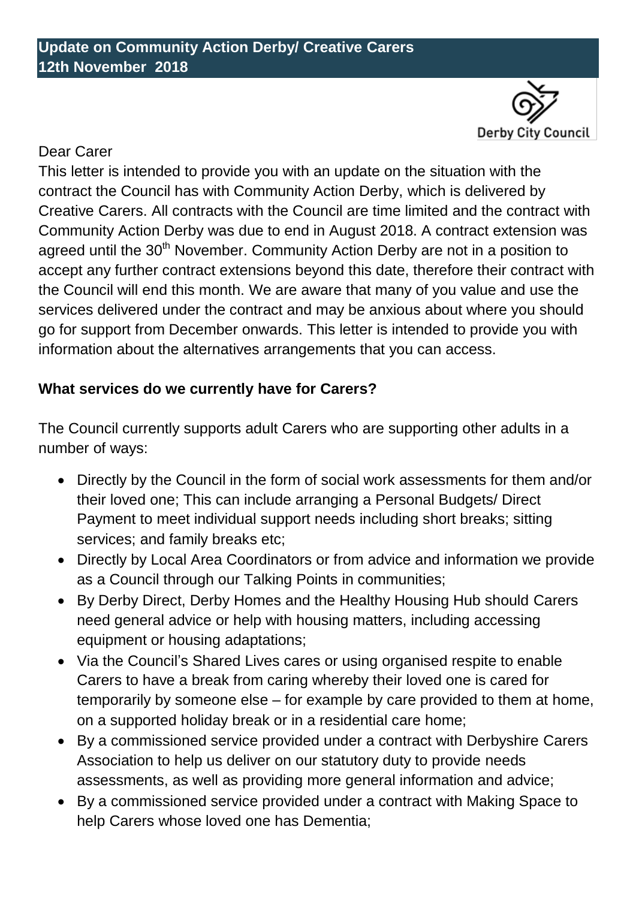# Update on Community Action Derby/ Creative Carers
# 12th November 2018

Dear Carer

This letter is intended to provide you with an update on the situation with the contract the Council has with Community Action Derby, which is delivered by Creative Carers. All contracts with the Council are time limited and the contract with Community Action Derby was due to end in August 2018. A contract extension was agreed until the 30th November. Community Action Derby are not in a position to accept any further contract extensions beyond this date, therefore their contract with the Council will end this month. We are aware that many of you value and use the services delivered under the contract and may be anxious about where you should go for support from December onwards. This letter is intended to provide you with information about the alternatives arrangements that you can access.

**What services do we currently have for Carers?**

The Council currently supports adult Carers who are supporting other adults in a number of ways:

- Directly by the Council in the form of social work assessments for them and/or their loved one; This can include arranging a Personal Budgets/ Direct Payment to meet individual support needs including short breaks; sitting services; and family breaks etc;
- Directly by Local Area Coordinators or from advice and information we provide as a Council through our Talking Points in communities;
- By Derby Direct, Derby Homes and the Healthy Housing Hub should Carers need general advice or help with housing matters, including accessing equipment or housing adaptations;
- Via the Council's Shared Lives cares or using organised respite to enable Carers to have a break from caring whereby their loved one is cared for temporarily by someone else – for example by care provided to them at home, on a supported holiday break or in a residential care home;
- By a commissioned service provided under a contract with Derbyshire Carers Association to help us deliver on our statutory duty to provide needs assessments, as well as providing more general information and advice;
- By a commissioned service provided under a contract with Making Space to help Carers whose loved one has Dementia;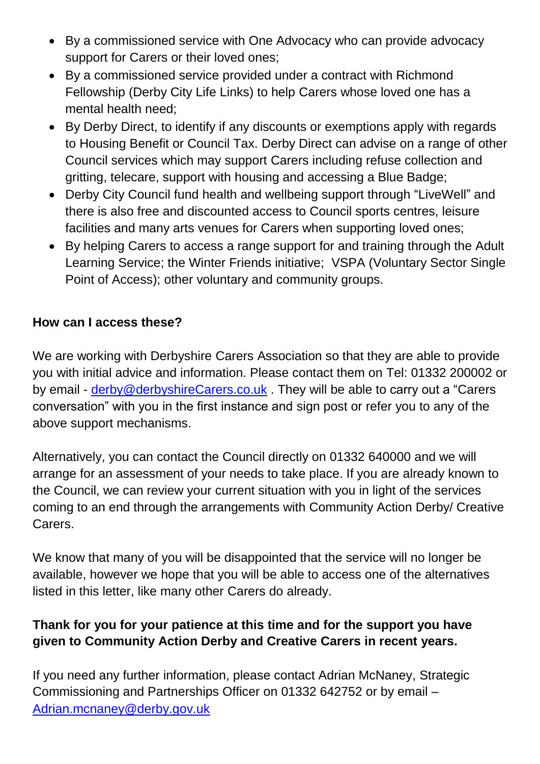- By a commissioned service with One Advocacy who can provide advocacy support for Carers or their loved ones;
- By a commissioned service provided under a contract with Richmond Fellowship (Derby City Life Links) to help Carers whose loved one has a mental health need;
- By Derby Direct, to identify if any discounts or exemptions apply with regards to Housing Benefit or Council Tax. Derby Direct can advise on a range of other Council services which may support Carers including refuse collection and gritting, telecare, support with housing and accessing a Blue Badge;
- Derby City Council fund health and wellbeing support through "LiveWell" and there is also free and discounted access to Council sports centres, leisure facilities and many arts venues for Carers when supporting loved ones;
- By helping Carers to access a range support for and training through the Adult Learning Service; the Winter Friends initiative; VSPA (Voluntary Sector Single Point of Access); other voluntary and community groups.

**How can I access these?**

We are working with Derbyshire Carers Association so that they are able to provide you with initial advice and information. Please contact them on Tel: 01332 200002 or by email - derby@derbyshireCarers.co.uk . They will be able to carry out a "Carers conversation" with you in the first instance and sign post or refer you to any of the above support mechanisms.

Alternatively, you can contact the Council directly on 01332 640000 and we will arrange for an assessment of your needs to take place. If you are already known to the Council, we can review your current situation with you in light of the services coming to an end through the arrangements with Community Action Derby/ Creative Carers.

We know that many of you will be disappointed that the service will no longer be available, however we hope that you will be able to access one of the alternatives listed in this letter, like many other Carers do already.

**Thank for you for your patience at this time and for the support you have given to Community Action Derby and Creative Carers in recent years.**

If you need any further information, please contact Adrian McNaney, Strategic Commissioning and Partnerships Officer on 01332 642752 or by email – Adrian.mcnaney@derby.gov.uk